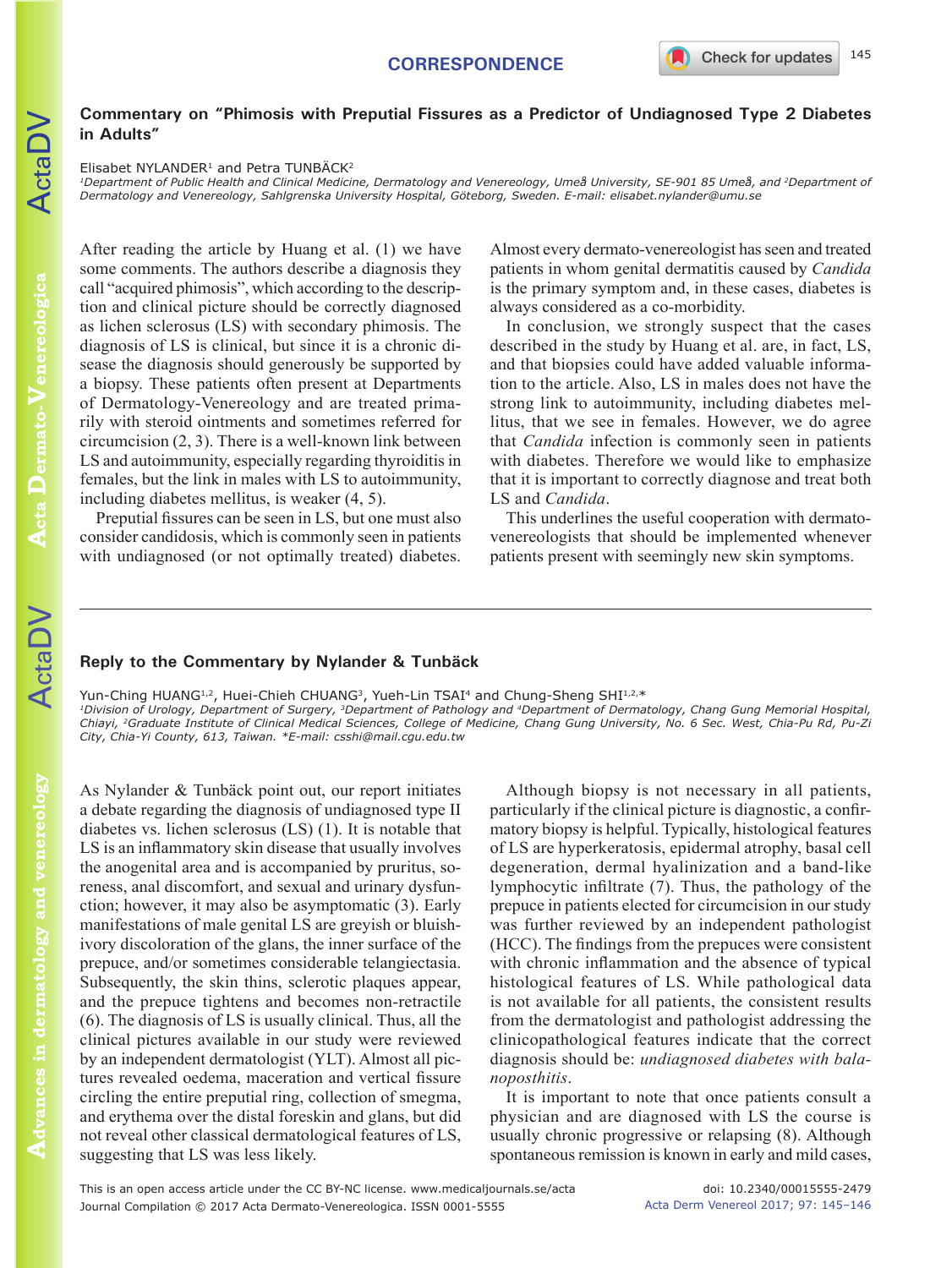CORRESPONDENCE

## Commentary on "Phimosis with Preputial Fissures as a Predictor of Undiagnosed Type 2 Diabetes in Adults"

Elisabet NYLANDER[1] and Petra TUNBÄCK[2]

*[1]Department of Public Health and Clinical Medicine, Dermatology and Venereology, Umeå University, SE-901 85 Umeå, and [2]Department of Dermatology and Venereology, Sahlgrenska University Hospital, Göteborg, Sweden. E-mail: elisabet.nylander@umu.se*

After reading the article by Huang et al. (1) we have some comments. The authors describe a diagnosis they call "acquired phimosis", which according to the description and clinical picture should be correctly diagnosed as lichen sclerosus (LS) with secondary phimosis. The diagnosis of LS is clinical, but since it is a chronic disease the diagnosis should generously be supported by a biopsy. These patients often present at Departments of Dermatology-Venereology and are treated primarily with steroid ointments and sometimes referred for circumcision (2, 3). There is a well-known link between LS and autoimmunity, especially regarding thyroiditis in females, but the link in males with LS to autoimmunity, including diabetes mellitus, is weaker (4, 5).

Preputial fissures can be seen in LS, but one must also consider candidosis, which is commonly seen in patients with undiagnosed (or not optimally treated) diabetes. Almost every dermato-venereologist has seen and treated patients in whom genital dermatitis caused by *Candida* is the primary symptom and, in these cases, diabetes is always considered as a co-morbidity.

In conclusion, we strongly suspect that the cases described in the study by Huang et al. are, in fact, LS, and that biopsies could have added valuable information to the article. Also, LS in males does not have the strong link to autoimmunity, including diabetes mellitus, that we see in females. However, we do agree that *Candida* infection is commonly seen in patients with diabetes. Therefore we would like to emphasize that it is important to correctly diagnose and treat both LS and *Candida*.

This underlines the useful cooperation with dermato-venereologists that should be implemented whenever patients present with seemingly new skin symptoms.

---

## Reply to the Commentary by Nylander & Tunbäck

Yun-Ching HUANG[1,2], Huei-Chieh CHUANG[3], Yueh-Lin TSAI[4] and Chung-Sheng SHI[1,2,*]

*[1]Division of Urology, Department of Surgery, [3]Department of Pathology and [4]Department of Dermatology, Chang Gung Memorial Hospital, Chiayi, [2]Graduate Institute of Clinical Medical Sciences, College of Medicine, Chang Gung University, No. 6 Sec. West, Chia-Pu Rd, Pu-Zi City, Chia-Yi County, 613, Taiwan. \*E-mail: csshi@mail.cgu.edu.tw*

As Nylander & Tunbäck point out, our report initiates a debate regarding the diagnosis of undiagnosed type II diabetes vs. lichen sclerosus (LS) (1). It is notable that LS is an inflammatory skin disease that usually involves the anogenital area and is accompanied by pruritus, soreness, anal discomfort, and sexual and urinary dysfunction; however, it may also be asymptomatic (3). Early manifestations of male genital LS are greyish or bluish-ivory discoloration of the glans, the inner surface of the prepuce, and/or sometimes considerable telangiectasia. Subsequently, the skin thins, sclerotic plaques appear, and the prepuce tightens and becomes non-retractile (6). The diagnosis of LS is usually clinical. Thus, all the clinical pictures available in our study were reviewed by an independent dermatologist (YLT). Almost all pictures revealed oedema, maceration and vertical fissure circling the entire preputial ring, collection of smegma, and erythema over the distal foreskin and glans, but did not reveal other classical dermatological features of LS, suggesting that LS was less likely.

Although biopsy is not necessary in all patients, particularly if the clinical picture is diagnostic, a confirmatory biopsy is helpful. Typically, histological features of LS are hyperkeratosis, epidermal atrophy, basal cell degeneration, dermal hyalinization and a band-like lymphocytic infiltrate (7). Thus, the pathology of the prepuce in patients elected for circumcision in our study was further reviewed by an independent pathologist (HCC). The findings from the prepuces were consistent with chronic inflammation and the absence of typical histological features of LS. While pathological data is not available for all patients, the consistent results from the dermatologist and pathologist addressing the clinicopathological features indicate that the correct diagnosis should be: *undiagnosed diabetes with balanoposthitis*.

It is important to note that once patients consult a physician and are diagnosed with LS the course is usually chronic progressive or relapsing (8). Although spontaneous remission is known in early and mild cases,

This is an open access article under the CC BY-NC license. www.medicaljournals.se/acta
Journal Compilation © 2017 Acta Dermato-Venereologica. ISSN 0001-5555

doi: 10.2340/00015555-2479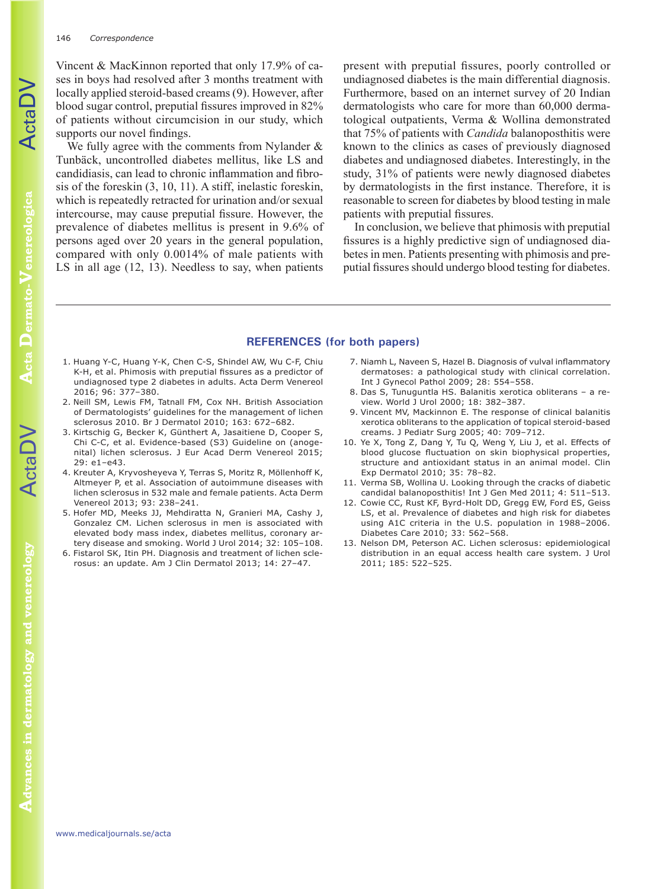Vincent & MacKinnon reported that only 17.9% of cases in boys had resolved after 3 months treatment with locally applied steroid-based creams (9). However, after blood sugar control, preputial fissures improved in 82% of patients without circumcision in our study, which supports our novel findings.

We fully agree with the comments from Nylander & Tunbäck, uncontrolled diabetes mellitus, like LS and candidiasis, can lead to chronic inflammation and fibrosis of the foreskin (3, 10, 11). A stiff, inelastic foreskin, which is repeatedly retracted for urination and/or sexual intercourse, may cause preputial fissure. However, the prevalence of diabetes mellitus is present in 9.6% of persons aged over 20 years in the general population, compared with only 0.0014% of male patients with LS in all age (12, 13). Needless to say, when patients present with preputial fissures, poorly controlled or undiagnosed diabetes is the main differential diagnosis. Furthermore, based on an internet survey of 20 Indian dermatologists who care for more than 60,000 dermatological outpatients, Verma & Wollina demonstrated that 75% of patients with *Candida* balanoposthitis were known to the clinics as cases of previously diagnosed diabetes and undiagnosed diabetes. Interestingly, in the study, 31% of patients were newly diagnosed diabetes by dermatologists in the first instance. Therefore, it is reasonable to screen for diabetes by blood testing in male patients with preputial fissures.

In conclusion, we believe that phimosis with preputial fissures is a highly predictive sign of undiagnosed diabetes in men. Patients presenting with phimosis and preputial fissures should undergo blood testing for diabetes.

## REFERENCES (for both papers)

1. Huang Y-C, Huang Y-K, Chen C-S, Shindel AW, Wu C-F, Chiu K-H, et al. Phimosis with preputial fissures as a predictor of undiagnosed type 2 diabetes in adults. Acta Derm Venereol 2016; 96: 377–380.
2. Neill SM, Lewis FM, Tatnall FM, Cox NH. British Association of Dermatologists' guidelines for the management of lichen sclerosus 2010. Br J Dermatol 2010; 163: 672–682.
3. Kirtschig G, Becker K, Günthert A, Jasaitiene D, Cooper S, Chi C-C, et al. Evidence-based (S3) Guideline on (anogenital) lichen sclerosus. J Eur Acad Derm Venereol 2015; 29: e1–e43.
4. Kreuter A, Kryvosheyeva Y, Terras S, Moritz R, Möllenhoff K, Altmeyer P, et al. Association of autoimmune diseases with lichen sclerosus in 532 male and female patients. Acta Derm Venereol 2013; 93: 238–241.
5. Hofer MD, Meeks JJ, Mehdiratta N, Granieri MA, Cashy J, Gonzalez CM. Lichen sclerosus in men is associated with elevated body mass index, diabetes mellitus, coronary artery disease and smoking. World J Urol 2014; 32: 105–108.
6. Fistarol SK, Itin PH. Diagnosis and treatment of lichen sclerosus: an update. Am J Clin Dermatol 2013; 14: 27–47.
7. Niamh L, Naveen S, Hazel B. Diagnosis of vulval inflammatory dermatoses: a pathological study with clinical correlation. Int J Gynecol Pathol 2009; 28: 554–558.
8. Das S, Tunuguntla HS. Balanitis xerotica obliterans – a review. World J Urol 2000; 18: 382–387.
9. Vincent MV, Mackinnon E. The response of clinical balanitis xerotica obliterans to the application of topical steroid-based creams. J Pediatr Surg 2005; 40: 709–712.
10. Ye X, Tong Z, Dang Y, Tu Q, Weng Y, Liu J, et al. Effects of blood glucose fluctuation on skin biophysical properties, structure and antioxidant status in an animal model. Clin Exp Dermatol 2010; 35: 78–82.
11. Verma SB, Wollina U. Looking through the cracks of diabetic candidal balanoposthitis! Int J Gen Med 2011; 4: 511–513.
12. Cowie CC, Rust KF, Byrd-Holt DD, Gregg EW, Ford ES, Geiss LS, et al. Prevalence of diabetes and high risk for diabetes using A1C criteria in the U.S. population in 1988–2006. Diabetes Care 2010; 33: 562–568.
13. Nelson DM, Peterson AC. Lichen sclerosus: epidemiological distribution in an equal access health care system. J Urol 2011; 185: 522–525.